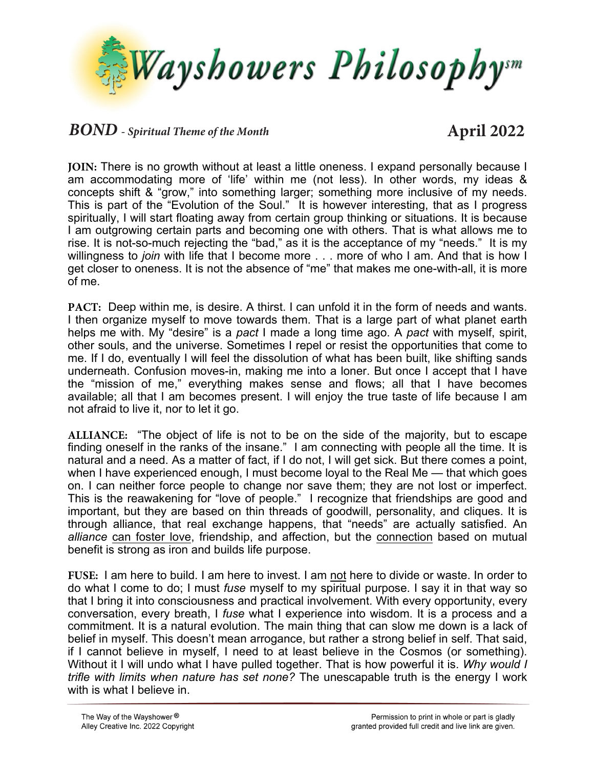# Wayshowers Philosophy℠

## *BOND* - *Spiritual Theme of the Month* **April 2022**

**JOIN:** There is no growth without at least a little oneness. I expand personally because I am accommodating more of 'life' within me (not less). In other words, my ideas & concepts shift & "grow," into something larger; something more inclusive of my needs. This is part of the "Evolution of the Soul." It is however interesting, that as I progress spiritually, I will start floating away from certain group thinking or situations. It is because I am outgrowing certain parts and becoming one with others. That is what allows me to rise. It is not-so-much rejecting the "bad," as it is the acceptance of my "needs." It is my willingness to *join* with life that I become more . . . more of who I am. And that is how I get closer to oneness. It is not the absence of "me" that makes me one-with-all, it is more of me.

**PACT:** Deep within me, is desire. A thirst. I can unfold it in the form of needs and wants. I then organize myself to move towards them. That is a large part of what planet earth helps me with. My "desire" is a *pact* I made a long time ago. A *pact* with myself, spirit, other souls, and the universe. Sometimes I repel or resist the opportunities that come to me. If I do, eventually I will feel the dissolution of what has been built, like shifting sands underneath. Confusion moves-in, making me into a loner. But once I accept that I have the "mission of me," everything makes sense and flows; all that I have becomes available; all that I am becomes present. I will enjoy the true taste of life because I am not afraid to live it, nor to let it go.

**ALLIANCE:** "The object of life is not to be on the side of the majority, but to escape finding oneself in the ranks of the insane." I am connecting with people all the time. It is natural and a need. As a matter of fact, if I do not, I will get sick. But there comes a point, when I have experienced enough, I must become loyal to the Real Me — that which goes on. I can neither force people to change nor save them; they are not lost or imperfect. This is the reawakening for "love of people." I recognize that friendships are good and important, but they are based on thin threads of goodwill, personality, and cliques. It is through alliance, that real exchange happens, that "needs" are actually satisfied. An *alliance* <u>can foster love</u>, friendship, and affection, but the <u>connection</u> based on mutual benefit is strong as iron and builds life purpose.

**FUSE:** I am here to build. I am here to invest. I am <u>not</u> here to divide or waste. In order to do what I come to do; I must *fuse* myself to my spiritual purpose. I say it in that way so that I bring it into consciousness and practical involvement. With every opportunity, every conversation, every breath, I *fuse* what I experience into wisdom. It is a process and a commitment. It is a natural evolution. The main thing that can slow me down is a lack of belief in myself. This doesn't mean arrogance, but rather a strong belief in self. That said, if I cannot believe in myself, I need to at least believe in the Cosmos (or something). Without it I will undo what I have pulled together. That is how powerful it is. *Why would I trifle with limits when nature has set none?* The unescapable truth is the energy I work with is what I believe in.

The Way of the Wayshower®
Alley Creative Inc. 2022 Copyright

Permission to print in whole or part is gladly granted provided full credit and live link are given.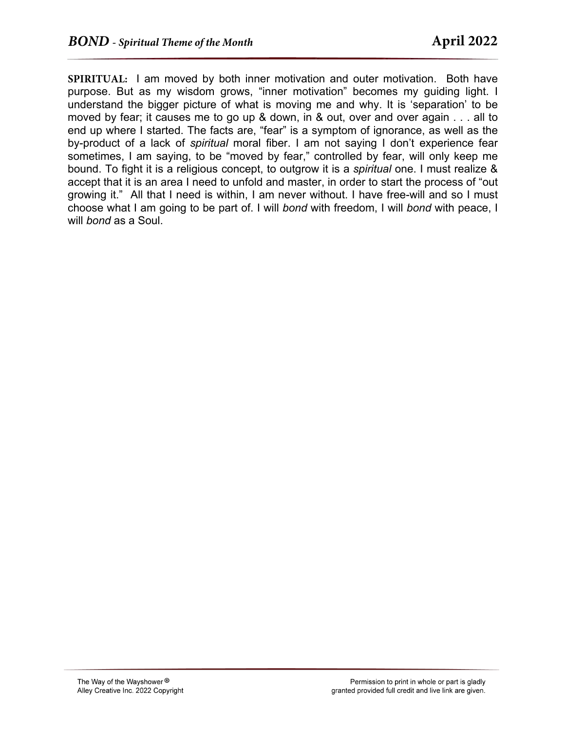**SPIRITUAL:** I am moved by both inner motivation and outer motivation. Both have purpose. But as my wisdom grows, "inner motivation" becomes my guiding light. I understand the bigger picture of what is moving me and why. It is 'separation' to be moved by fear; it causes me to go up & down, in & out, over and over again . . . all to end up where I started. The facts are, "fear" is a symptom of ignorance, as well as the by-product of a lack of *spiritual* moral fiber. I am not saying I don't experience fear sometimes, I am saying, to be "moved by fear," controlled by fear, will only keep me bound. To fight it is a religious concept, to outgrow it is a *spiritual* one. I must realize & accept that it is an area I need to unfold and master, in order to start the process of "out growing it." All that I need is within, I am never without. I have free-will and so I must choose what I am going to be part of. I will *bond* with freedom, I will *bond* with peace, I will *bond* as a Soul.